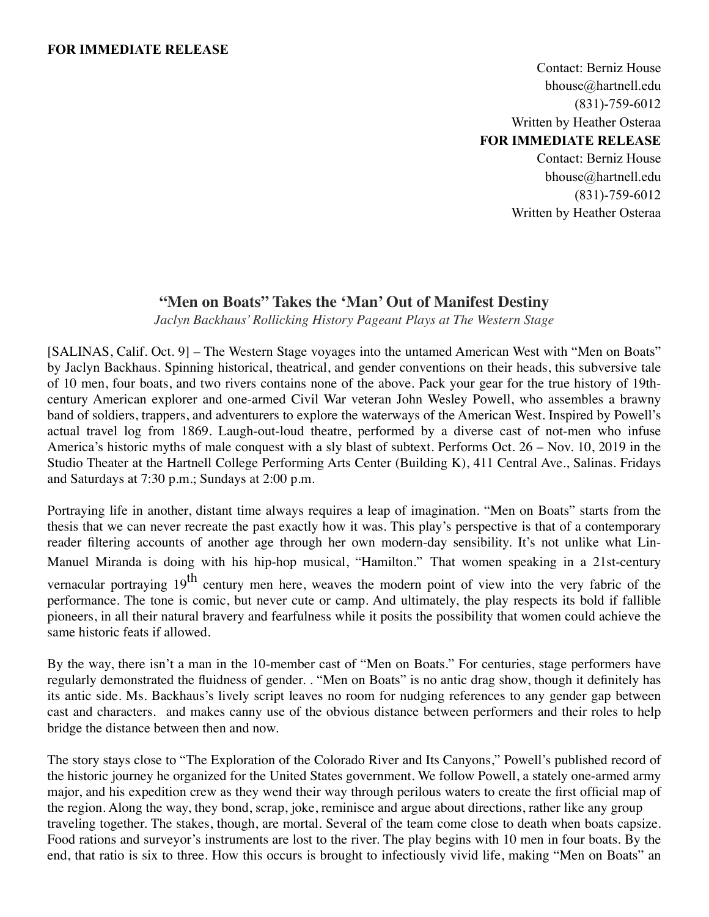**FOR IMMEDIATE RELEASE**

Contact: Berniz House
bhouse@hartnell.edu
(831)-759-6012
Written by Heather Osteraa

**FOR IMMEDIATE RELEASE**

Contact: Berniz House
bhouse@hartnell.edu
(831)-759-6012
Written by Heather Osteraa

## "Men on Boats" Takes the 'Man' Out of Manifest Destiny

*Jaclyn Backhaus' Rollicking History Pageant Plays at The Western Stage*

[SALINAS, Calif. Oct. 9] – The Western Stage voyages into the untamed American West with "Men on Boats" by Jaclyn Backhaus. Spinning historical, theatrical, and gender conventions on their heads, this subversive tale of 10 men, four boats, and two rivers contains none of the above. Pack your gear for the true history of 19th-century American explorer and one-armed Civil War veteran John Wesley Powell, who assembles a brawny band of soldiers, trappers, and adventurers to explore the waterways of the American West. Inspired by Powell's actual travel log from 1869. Laugh-out-loud theatre, performed by a diverse cast of not-men who infuse America's historic myths of male conquest with a sly blast of subtext. Performs Oct. 26 – Nov. 10, 2019 in the Studio Theater at the Hartnell College Performing Arts Center (Building K), 411 Central Ave., Salinas. Fridays and Saturdays at 7:30 p.m.; Sundays at 2:00 p.m.

Portraying life in another, distant time always requires a leap of imagination. "Men on Boats" starts from the thesis that we can never recreate the past exactly how it was. This play's perspective is that of a contemporary reader filtering accounts of another age through her own modern-day sensibility. It's not unlike what Lin-Manuel Miranda is doing with his hip-hop musical, "Hamilton." That women speaking in a 21st-century vernacular portraying 19th century men here, weaves the modern point of view into the very fabric of the performance. The tone is comic, but never cute or camp. And ultimately, the play respects its bold if fallible pioneers, in all their natural bravery and fearfulness while it posits the possibility that women could achieve the same historic feats if allowed.

By the way, there isn't a man in the 10-member cast of "Men on Boats." For centuries, stage performers have regularly demonstrated the fluidness of gender. . "Men on Boats" is no antic drag show, though it definitely has its antic side. Ms. Backhaus's lively script leaves no room for nudging references to any gender gap between cast and characters. and makes canny use of the obvious distance between performers and their roles to help bridge the distance between then and now.

The story stays close to "The Exploration of the Colorado River and Its Canyons," Powell's published record of the historic journey he organized for the United States government. We follow Powell, a stately one-armed army major, and his expedition crew as they wend their way through perilous waters to create the first official map of the region. Along the way, they bond, scrap, joke, reminisce and argue about directions, rather like any group traveling together. The stakes, though, are mortal. Several of the team come close to death when boats capsize. Food rations and surveyor's instruments are lost to the river. The play begins with 10 men in four boats. By the end, that ratio is six to three. How this occurs is brought to infectiously vivid life, making "Men on Boats" an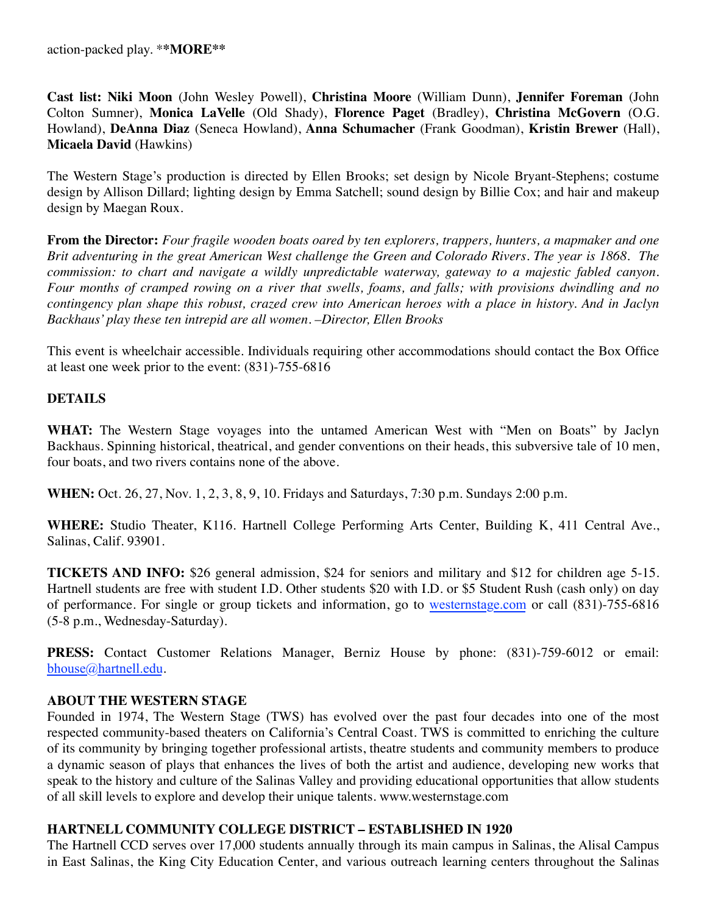action-packed play. ****MORE****

**Cast list: Niki Moon** (John Wesley Powell), **Christina Moore** (William Dunn), **Jennifer Foreman** (John Colton Sumner), **Monica LaVelle** (Old Shady), **Florence Paget** (Bradley), **Christina McGovern** (O.G. Howland), **DeAnna Diaz** (Seneca Howland), **Anna Schumacher** (Frank Goodman), **Kristin Brewer** (Hall), **Micaela David** (Hawkins)

The Western Stage's production is directed by Ellen Brooks; set design by Nicole Bryant-Stephens; costume design by Allison Dillard; lighting design by Emma Satchell; sound design by Billie Cox; and hair and makeup design by Maegan Roux.

**From the Director:** *Four fragile wooden boats oared by ten explorers, trappers, hunters, a mapmaker and one Brit adventuring in the great American West challenge the Green and Colorado Rivers. The year is 1868. The commission: to chart and navigate a wildly unpredictable waterway, gateway to a majestic fabled canyon. Four months of cramped rowing on a river that swells, foams, and falls; with provisions dwindling and no contingency plan shape this robust, crazed crew into American heroes with a place in history. And in Jaclyn Backhaus' play these ten intrepid are all women. –Director, Ellen Brooks*

This event is wheelchair accessible. Individuals requiring other accommodations should contact the Box Office at least one week prior to the event: (831)-755-6816

**DETAILS**

**WHAT:** The Western Stage voyages into the untamed American West with "Men on Boats" by Jaclyn Backhaus. Spinning historical, theatrical, and gender conventions on their heads, this subversive tale of 10 men, four boats, and two rivers contains none of the above.

**WHEN:** Oct. 26, 27, Nov. 1, 2, 3, 8, 9, 10. Fridays and Saturdays, 7:30 p.m. Sundays 2:00 p.m.

**WHERE:** Studio Theater, K116. Hartnell College Performing Arts Center, Building K, 411 Central Ave., Salinas, Calif. 93901.

**TICKETS AND INFO:** $26 general admission, $24 for seniors and military and $12 for children age 5-15. Hartnell students are free with student I.D. Other students $20 with I.D. or $5 Student Rush (cash only) on day of performance. For single or group tickets and information, go to westernstage.com or call (831)-755-6816 (5-8 p.m., Wednesday-Saturday).

**PRESS:** Contact Customer Relations Manager, Berniz House by phone: (831)-759-6012 or email: bhouse@hartnell.edu.

**ABOUT THE WESTERN STAGE**

Founded in 1974, The Western Stage (TWS) has evolved over the past four decades into one of the most respected community-based theaters on California's Central Coast. TWS is committed to enriching the culture of its community by bringing together professional artists, theatre students and community members to produce a dynamic season of plays that enhances the lives of both the artist and audience, developing new works that speak to the history and culture of the Salinas Valley and providing educational opportunities that allow students of all skill levels to explore and develop their unique talents. www.westernstage.com

**HARTNELL COMMUNITY COLLEGE DISTRICT – ESTABLISHED IN 1920**

The Hartnell CCD serves over 17,000 students annually through its main campus in Salinas, the Alisal Campus in East Salinas, the King City Education Center, and various outreach learning centers throughout the Salinas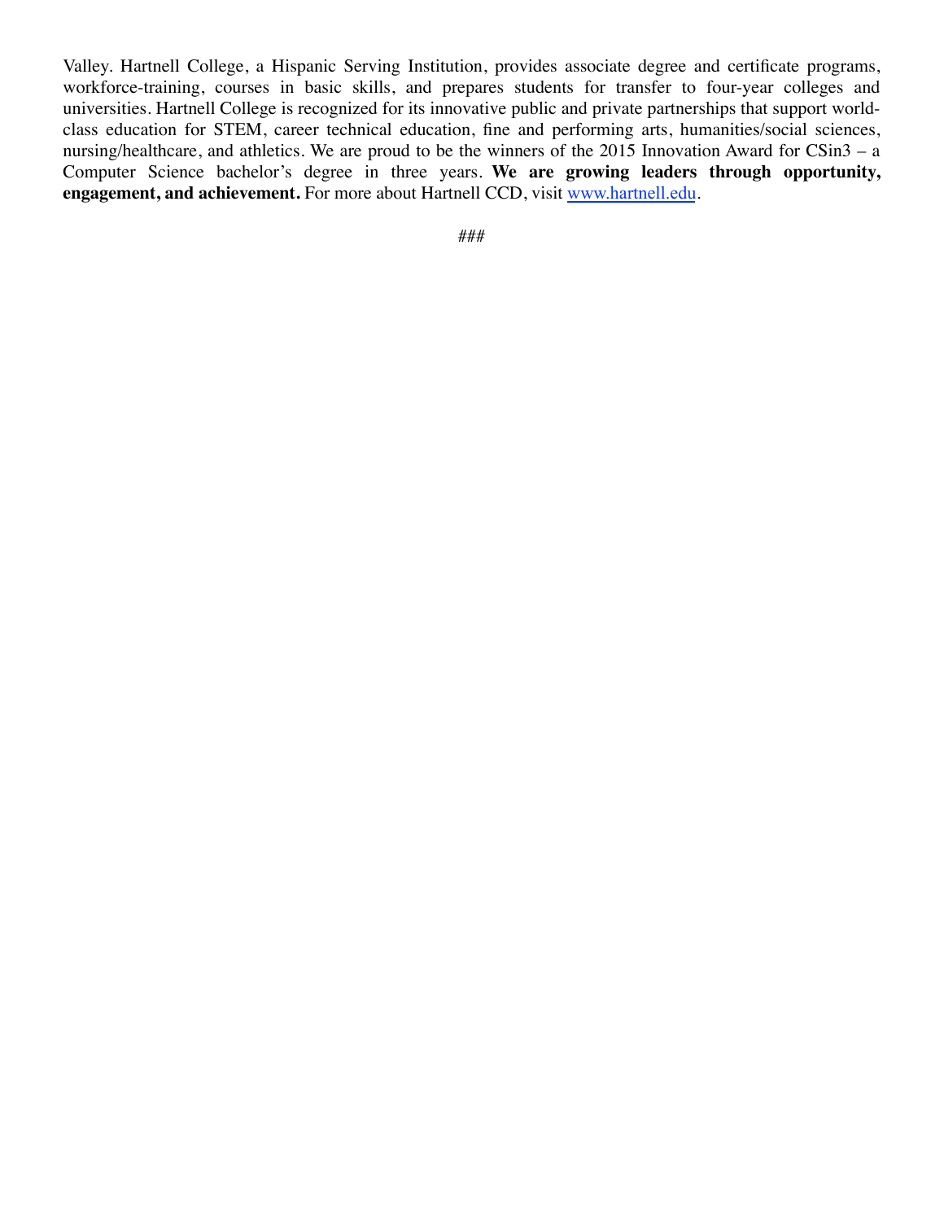Valley. Hartnell College, a Hispanic Serving Institution, provides associate degree and certificate programs, workforce-training, courses in basic skills, and prepares students for transfer to four-year colleges and universities. Hartnell College is recognized for its innovative public and private partnerships that support world-class education for STEM, career technical education, fine and performing arts, humanities/social sciences, nursing/healthcare, and athletics. We are proud to be the winners of the 2015 Innovation Award for CSin3 – a Computer Science bachelor's degree in three years. **We are growing leaders through opportunity, engagement, and achievement.** For more about Hartnell CCD, visit [www.hartnell.edu](http://www.hartnell.edu).

###